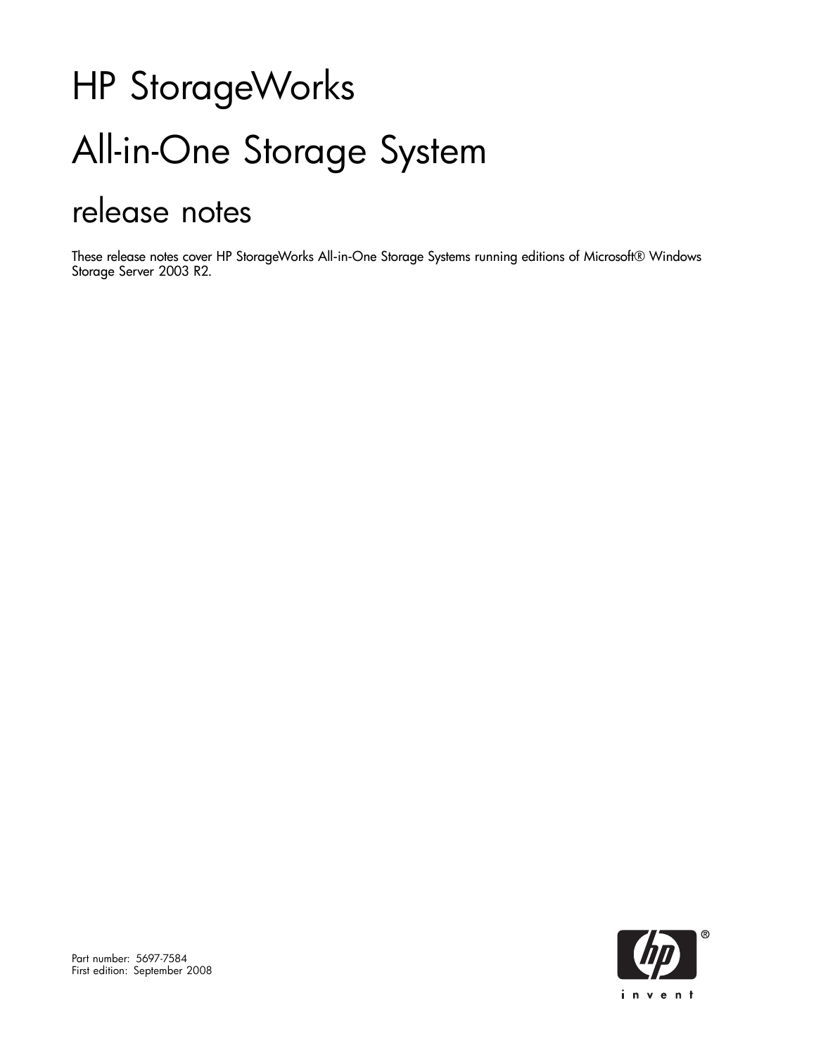# HP StorageWorks

# All-in-One Storage System

## release notes

These release notes cover HP StorageWorks All-in-One Storage Systems running editions of Microsoft® Windows Storage Server 2003 R2.

Part number: 5697-7584
First edition: September 2008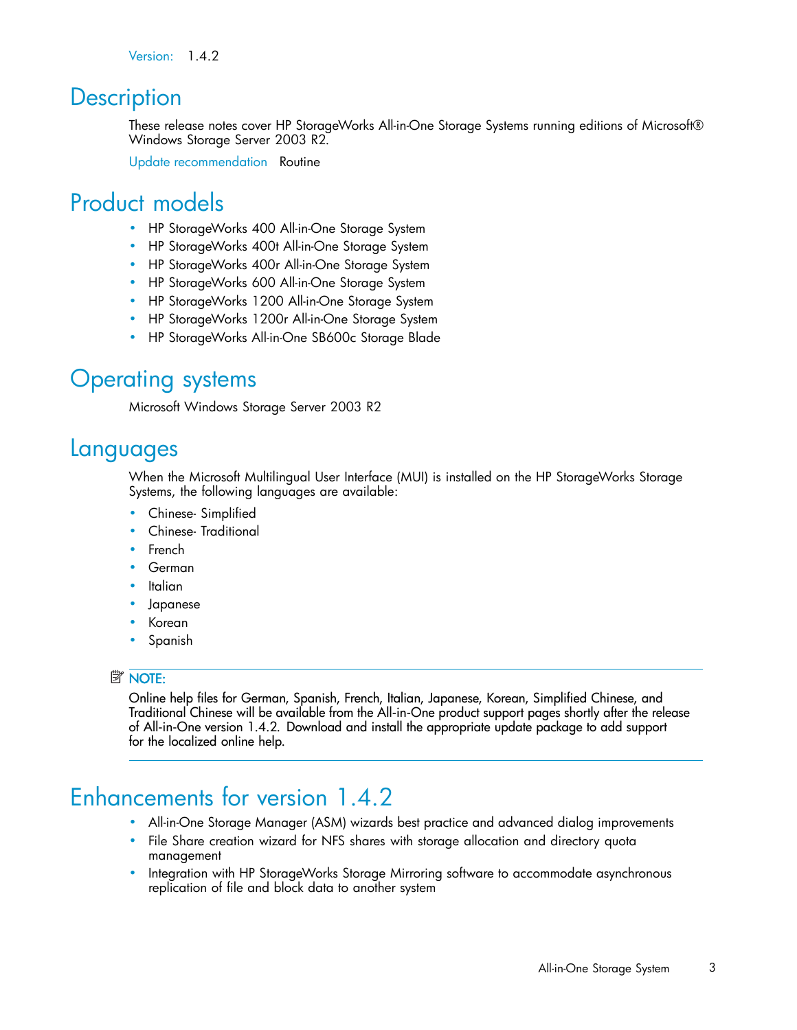Version: 1.4.2

# Description

These release notes cover HP StorageWorks All-in-One Storage Systems running editions of Microsoft® Windows Storage Server 2003 R2.

Update recommendation Routine

# Product models

- HP StorageWorks 400 All-in-One Storage System
- HP StorageWorks 400t All-in-One Storage System
- HP StorageWorks 400r All-in-One Storage System
- HP StorageWorks 600 All-in-One Storage System
- HP StorageWorks 1200 All-in-One Storage System
- HP StorageWorks 1200r All-in-One Storage System
- HP StorageWorks All-in-One SB600c Storage Blade

# Operating systems

Microsoft Windows Storage Server 2003 R2

# Languages

When the Microsoft Multilingual User Interface (MUI) is installed on the HP StorageWorks Storage Systems, the following languages are available:

- Chinese- Simplified
- Chinese- Traditional
- French
- German
- Italian
- Japanese
- Korean
- Spanish

**NOTE:**

Online help files for German, Spanish, French, Italian, Japanese, Korean, Simplified Chinese, and Traditional Chinese will be available from the All-in-One product support pages shortly after the release of All-in-One version 1.4.2. Download and install the appropriate update package to add support for the localized online help.

# Enhancements for version 1.4.2

- All-in-One Storage Manager (ASM) wizards best practice and advanced dialog improvements
- File Share creation wizard for NFS shares with storage allocation and directory quota management
- Integration with HP StorageWorks Storage Mirroring software to accommodate asynchronous replication of file and block data to another system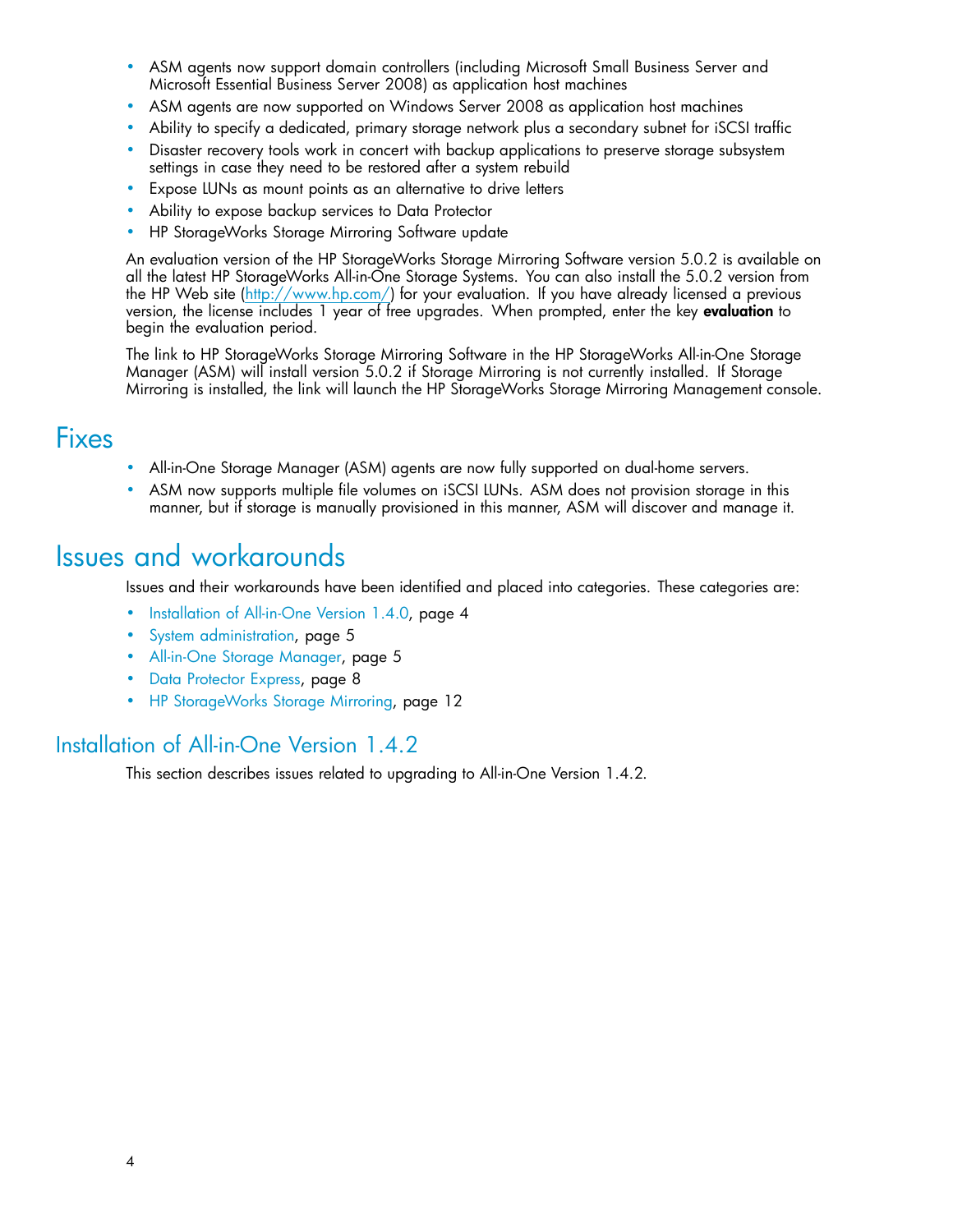- ASM agents now support domain controllers (including Microsoft Small Business Server and Microsoft Essential Business Server 2008) as application host machines
- ASM agents are now supported on Windows Server 2008 as application host machines
- Ability to specify a dedicated, primary storage network plus a secondary subnet for iSCSI traffic
- Disaster recovery tools work in concert with backup applications to preserve storage subsystem settings in case they need to be restored after a system rebuild
- Expose LUNs as mount points as an alternative to drive letters
- Ability to expose backup services to Data Protector
- HP StorageWorks Storage Mirroring Software update

An evaluation version of the HP StorageWorks Storage Mirroring Software version 5.0.2 is available on all the latest HP StorageWorks All-in-One Storage Systems. You can also install the 5.0.2 version from the HP Web site (http://www.hp.com/) for your evaluation. If you have already licensed a previous version, the license includes 1 year of free upgrades. When prompted, enter the key **evaluation** to begin the evaluation period.

The link to HP StorageWorks Storage Mirroring Software in the HP StorageWorks All-in-One Storage Manager (ASM) will install version 5.0.2 if Storage Mirroring is not currently installed. If Storage Mirroring is installed, the link will launch the HP StorageWorks Storage Mirroring Management console.

# Fixes

- All-in-One Storage Manager (ASM) agents are now fully supported on dual-home servers.
- ASM now supports multiple file volumes on iSCSI LUNs. ASM does not provision storage in this manner, but if storage is manually provisioned in this manner, ASM will discover and manage it.

# Issues and workarounds

Issues and their workarounds have been identified and placed into categories. These categories are:

- Installation of All-in-One Version 1.4.0, page 4
- System administration, page 5
- All-in-One Storage Manager, page 5
- Data Protector Express, page 8
- HP StorageWorks Storage Mirroring, page 12

## Installation of All-in-One Version 1.4.2

This section describes issues related to upgrading to All-in-One Version 1.4.2.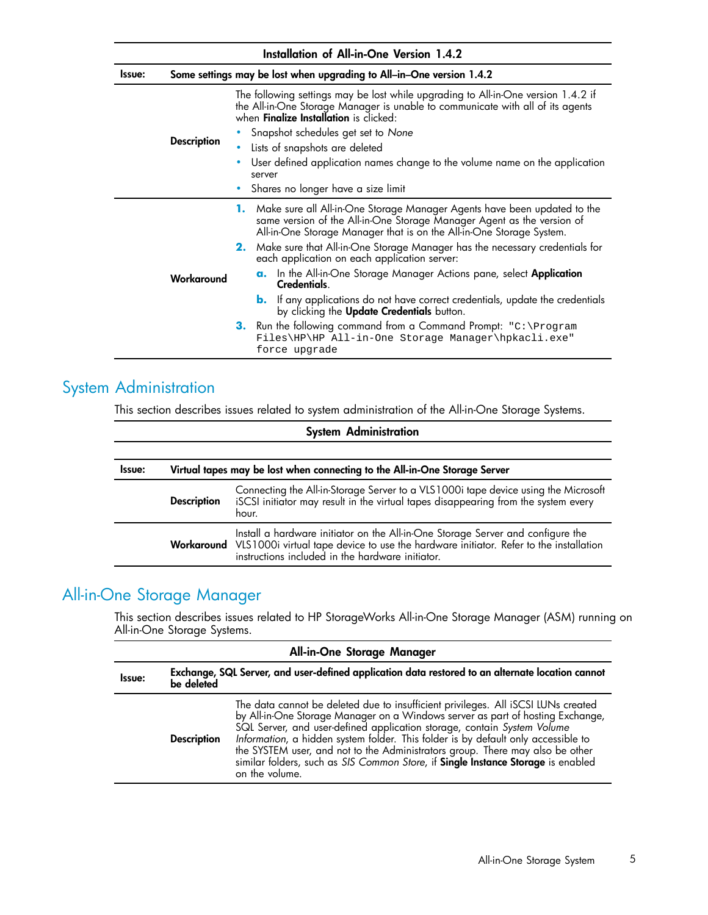| Installation of All-in-One Version 1.4.2 | | |
|---|---|---|
| **Issue:** | **Some settings may be lost when upgrading to All–in–One version 1.4.2** | |
| | **Description** | The following settings may be lost while upgrading to All-in-One version 1.4.2 if the All-in-One Storage Manager is unable to communicate with all of its agents when **Finalize Installation** is clicked:<br>• Snapshot schedules get set to *None*<br>• Lists of snapshots are deleted<br>• User defined application names change to the volume name on the application server<br>• Shares no longer have a size limit |
| | **Workaround** | **1.** Make sure all All-in-One Storage Manager Agents have been updated to the same version of the All-in-One Storage Manager Agent as the version of All-in-One Storage Manager that is on the All-in-One Storage System.<br>**2.** Make sure that All-in-One Storage Manager has the necessary credentials for each application on each application server:<br>&nbsp;&nbsp;**a.** In the All-in-One Storage Manager Actions pane, select **Application Credentials**.<br>&nbsp;&nbsp;**b.** If any applications do not have correct credentials, update the credentials by clicking the **Update Credentials** button.<br>**3.** Run the following command from a Command Prompt: `"C:\Program Files\HP\HP All-in-One Storage Manager\hpkacli.exe" force upgrade` |

## System Administration

This section describes issues related to system administration of the All-in-One Storage Systems.

| System Administration | | |
|---|---|---|
| **Issue:** | **Virtual tapes may be lost when connecting to the All-in-One Storage Server** | |
| | **Description** | Connecting the All-in-Storage Server to a VLS1000i tape device using the Microsoft iSCSI initiator may result in the virtual tapes disappearing from the system every hour. |
| | **Workaround** | Install a hardware initiator on the All-in-One Storage Server and configure the VLS1000i virtual tape device to use the hardware initiator. Refer to the installation instructions included in the hardware initiator. |

## All-in-One Storage Manager

This section describes issues related to HP StorageWorks All-in-One Storage Manager (ASM) running on All-in-One Storage Systems.

| All-in-One Storage Manager | | |
|---|---|---|
| **Issue:** | **Exchange, SQL Server, and user-defined application data restored to an alternate location cannot be deleted** | |
| | **Description** | The data cannot be deleted due to insufficient privileges. All iSCSI LUNs created by All-in-One Storage Manager on a Windows server as part of hosting Exchange, SQL Server, and user-defined application storage, contain *System Volume Information*, a hidden system folder. This folder is by default only accessible to the SYSTEM user, and not to the Administrators group. There may also be other similar folders, such as *SIS Common Store*, if **Single Instance Storage** is enabled on the volume. |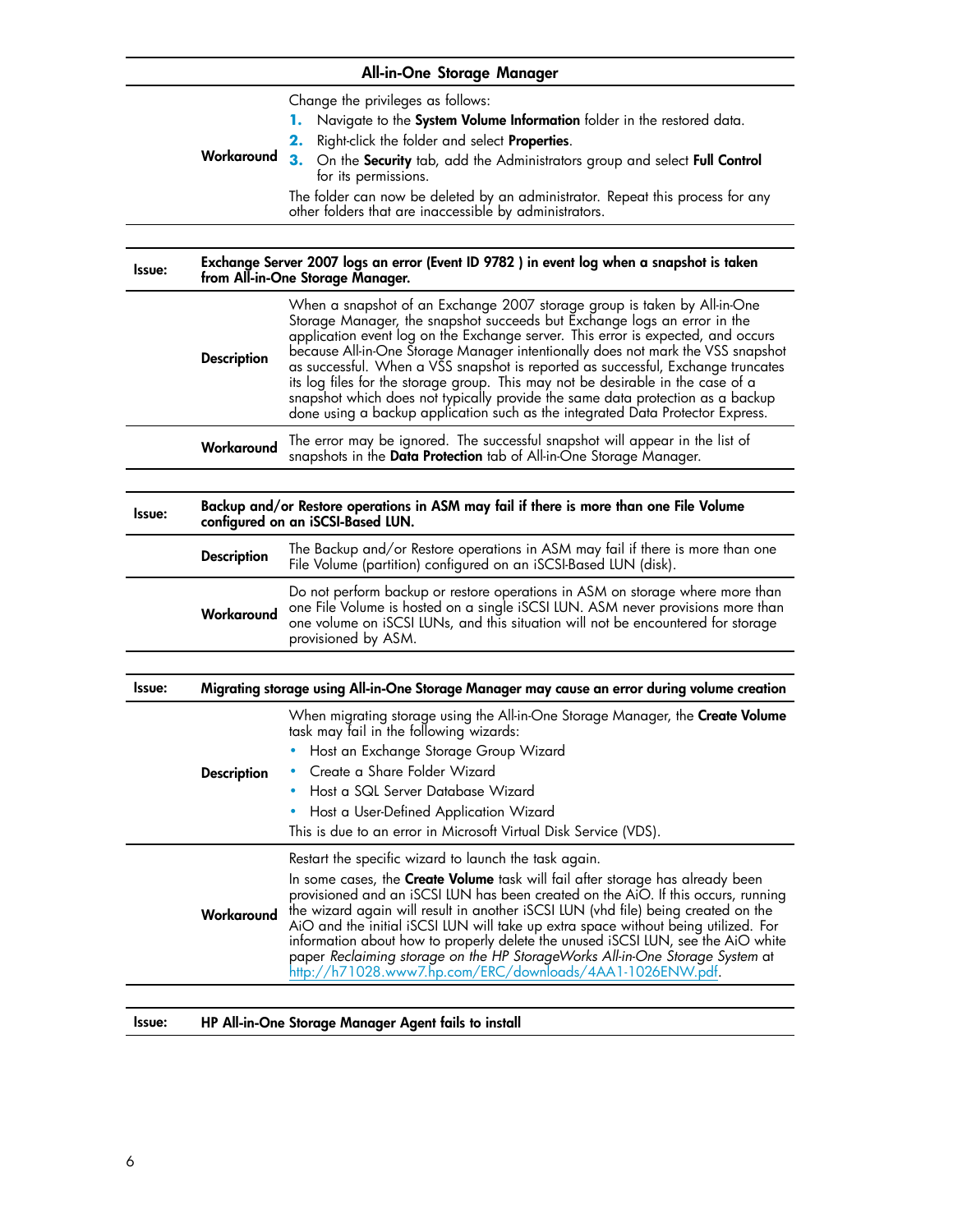| All-in-One Storage Manager | |
|---|---|
| **Workaround** | Change the privileges as follows:<br>1. Navigate to the **System Volume Information** folder in the restored data.<br>2. Right-click the folder and select **Properties**.<br>3. On the **Security** tab, add the Administrators group and select **Full Control** for its permissions.<br>The folder can now be deleted by an administrator. Repeat this process for any other folders that are inaccessible by administrators. |

| Issue: | Exchange Server 2007 logs an error (Event ID 9782 ) in event log when a snapshot is taken from All-in-One Storage Manager. |
|---|---|
| **Description** | When a snapshot of an Exchange 2007 storage group is taken by All-in-One Storage Manager, the snapshot succeeds but Exchange logs an error in the application event log on the Exchange server. This error is expected, and occurs because All-in-One Storage Manager intentionally does not mark the VSS snapshot as successful. When a VSS snapshot is reported as successful, Exchange truncates its log files for the storage group. This may not be desirable in the case of a snapshot which does not typically provide the same data protection as a backup done using a backup application such as the integrated Data Protector Express. |
| **Workaround** | The error may be ignored. The successful snapshot will appear in the list of snapshots in the **Data Protection** tab of All-in-One Storage Manager. |

| Issue: | Backup and/or Restore operations in ASM may fail if there is more than one File Volume configured on an iSCSI-Based LUN. |
|---|---|
| **Description** | The Backup and/or Restore operations in ASM may fail if there is more than one File Volume (partition) configured on an iSCSI-Based LUN (disk). |
| **Workaround** | Do not perform backup or restore operations in ASM on storage where more than one File Volume is hosted on a single iSCSI LUN. ASM never provisions more than one volume on iSCSI LUNs, and this situation will not be encountered for storage provisioned by ASM. |

| Issue: | Migrating storage using All-in-One Storage Manager may cause an error during volume creation |
|---|---|
| **Description** | When migrating storage using the All-in-One Storage Manager, the **Create Volume** task may fail in the following wizards:<br>• Host an Exchange Storage Group Wizard<br>• Create a Share Folder Wizard<br>• Host a SQL Server Database Wizard<br>• Host a User-Defined Application Wizard<br>This is due to an error in Microsoft Virtual Disk Service (VDS). |
| **Workaround** | Restart the specific wizard to launch the task again.<br>In some cases, the **Create Volume** task will fail after storage has already been provisioned and an iSCSI LUN has been created on the AiO. If this occurs, running the wizard again will result in another iSCSI LUN (vhd file) being created on the AiO and the initial iSCSI LUN will take up extra space without being utilized. For information about how to properly delete the unused iSCSI LUN, see the AiO white paper *Reclaiming storage on the HP StorageWorks All-in-One Storage System* at http://h71028.www7.hp.com/ERC/downloads/4AA1-1026ENW.pdf. |

| Issue: | HP All-in-One Storage Manager Agent fails to install |
|---|---|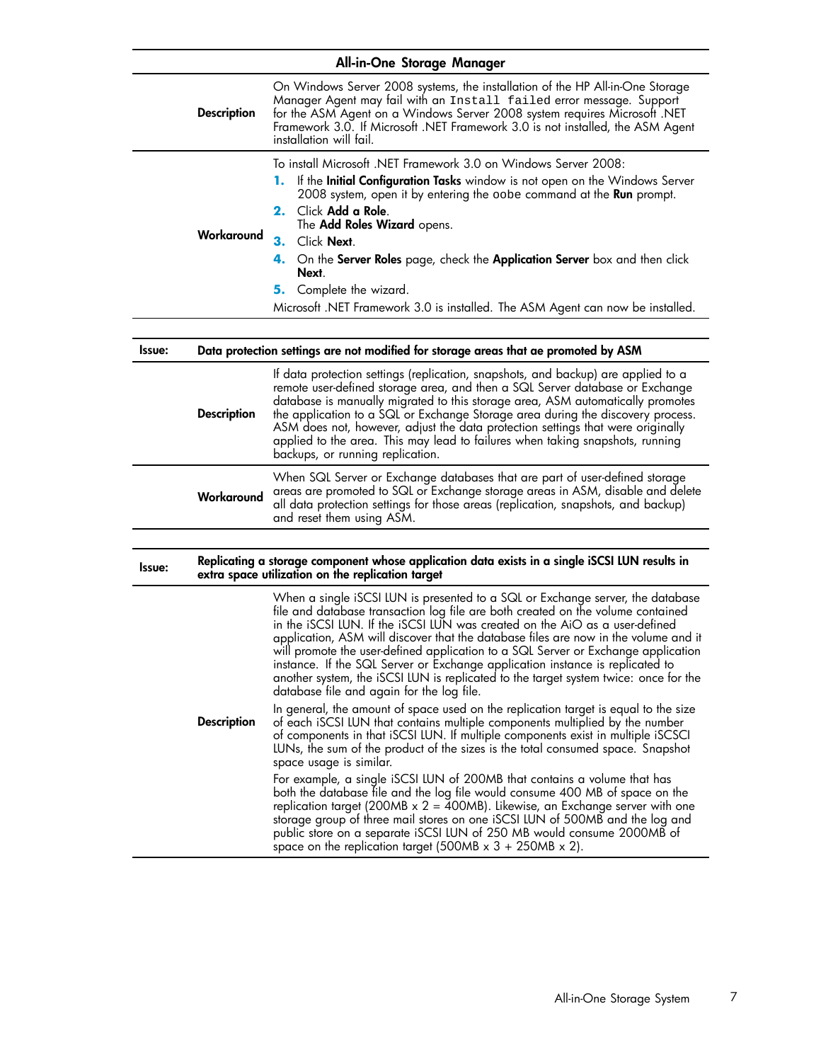| All-in-One Storage Manager | |
|---|---|
| **Description** | On Windows Server 2008 systems, the installation of the HP All-in-One Storage Manager Agent may fail with an `Install failed` error message. Support for the ASM Agent on a Windows Server 2008 system requires Microsoft .NET Framework 3.0. If Microsoft .NET Framework 3.0 is not installed, the ASM Agent installation will fail. |
| **Workaround** | To install Microsoft .NET Framework 3.0 on Windows Server 2008:<br>1. If the **Initial Configuration Tasks** window is not open on the Windows Server 2008 system, open it by entering the `oobe` command at the **Run** prompt.<br>2. Click **Add a Role**.<br>The **Add Roles Wizard** opens.<br>3. Click **Next**.<br>4. On the **Server Roles** page, check the **Application Server** box and then click **Next**.<br>5. Complete the wizard.<br>Microsoft .NET Framework 3.0 is installed. The ASM Agent can now be installed. |

| Issue: | Data protection settings are not modified for storage areas that ae promoted by ASM |
|---|---|
| **Description** | If data protection settings (replication, snapshots, and backup) are applied to a remote user-defined storage area, and then a SQL Server database or Exchange database is manually migrated to this storage area, ASM automatically promotes the application to a SQL or Exchange Storage area during the discovery process. ASM does not, however, adjust the data protection settings that were originally applied to the area. This may lead to failures when taking snapshots, running backups, or running replication. |
| **Workaround** | When SQL Server or Exchange databases that are part of user-defined storage areas are promoted to SQL or Exchange storage areas in ASM, disable and delete all data protection settings for those areas (replication, snapshots, and backup) and reset them using ASM. |

| Issue: | Replicating a storage component whose application data exists in a single iSCSI LUN results in extra space utilization on the replication target |
|---|---|
| **Description** | When a single iSCSI LUN is presented to a SQL or Exchange server, the database file and database transaction log file are both created on the volume contained in the iSCSI LUN. If the iSCSI LUN was created on the AiO as a user-defined application, ASM will discover that the database files are now in the volume and it will promote the user-defined application to a SQL Server or Exchange application instance. If the SQL Server or Exchange application instance is replicated to another system, the iSCSI LUN is replicated to the target system twice: once for the database file and again for the log file.<br><br>In general, the amount of space used on the replication target is equal to the size of each iSCSI LUN that contains multiple components multiplied by the number of components in that iSCSI LUN. If multiple components exist in multiple iSCSCI LUNs, the sum of the product of the sizes is the total consumed space. Snapshot space usage is similar.<br><br>For example, a single iSCSI LUN of 200MB that contains a volume that has both the database file and the log file would consume 400 MB of space on the replication target (200MB x 2 = 400MB). Likewise, an Exchange server with one storage group of three mail stores on one iSCSI LUN of 500MB and the log and public store on a separate iSCSI LUN of 250 MB would consume 2000MB of space on the replication target (500MB x 3 + 250MB x 2). |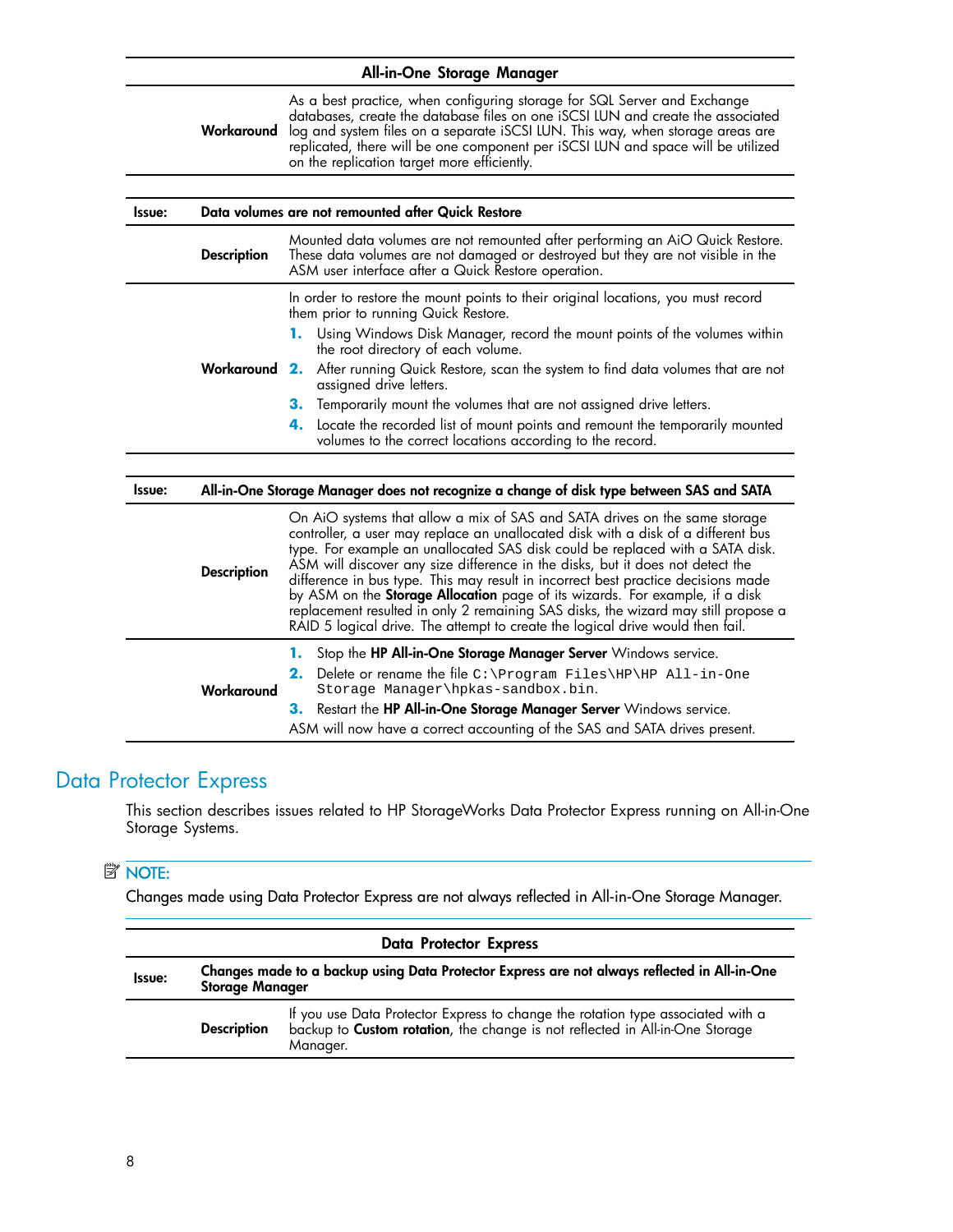| All-in-One Storage Manager | |
|---|---|
| **Workaround** | As a best practice, when configuring storage for SQL Server and Exchange databases, create the database files on one iSCSI LUN and create the associated log and system files on a separate iSCSI LUN. This way, when storage areas are replicated, there will be one component per iSCSI LUN and space will be utilized on the replication target more efficiently. |

| **Issue:** | **Data volumes are not remounted after Quick Restore** |
|---|---|
| **Description** | Mounted data volumes are not remounted after performing an AiO Quick Restore. These data volumes are not damaged or destroyed but they are not visible in the ASM user interface after a Quick Restore operation. |
| **Workaround** | In order to restore the mount points to their original locations, you must record them prior to running Quick Restore.<br>1. Using Windows Disk Manager, record the mount points of the volumes within the root directory of each volume.<br>2. After running Quick Restore, scan the system to find data volumes that are not assigned drive letters.<br>3. Temporarily mount the volumes that are not assigned drive letters.<br>4. Locate the recorded list of mount points and remount the temporarily mounted volumes to the correct locations according to the record. |

| **Issue:** | **All-in-One Storage Manager does not recognize a change of disk type between SAS and SATA** |
|---|---|
| **Description** | On AiO systems that allow a mix of SAS and SATA drives on the same storage controller, a user may replace an unallocated disk with a disk of a different bus type. For example an unallocated SAS disk could be replaced with a SATA disk. ASM will discover any size difference in the disks, but it does not detect the difference in bus type. This may result in incorrect best practice decisions made by ASM on the **Storage Allocation** page of its wizards. For example, if a disk replacement resulted in only 2 remaining SAS disks, the wizard may still propose a RAID 5 logical drive. The attempt to create the logical drive would then fail. |
| **Workaround** | 1. Stop the **HP All-in-One Storage Manager Server** Windows service.<br>2. Delete or rename the file `C:\Program Files\HP\HP All-in-One Storage Manager\hpkas-sandbox.bin`.<br>3. Restart the **HP All-in-One Storage Manager Server** Windows service.<br>ASM will now have a correct accounting of the SAS and SATA drives present. |

## Data Protector Express

This section describes issues related to HP StorageWorks Data Protector Express running on All-in-One Storage Systems.

> **NOTE:**
> Changes made using Data Protector Express are not always reflected in All-in-One Storage Manager.

| Data Protector Express | |
|---|---|
| **Issue:** | **Changes made to a backup using Data Protector Express are not always reflected in All-in-One Storage Manager** |
| **Description** | If you use Data Protector Express to change the rotation type associated with a backup to **Custom rotation**, the change is not reflected in All-in-One Storage Manager. |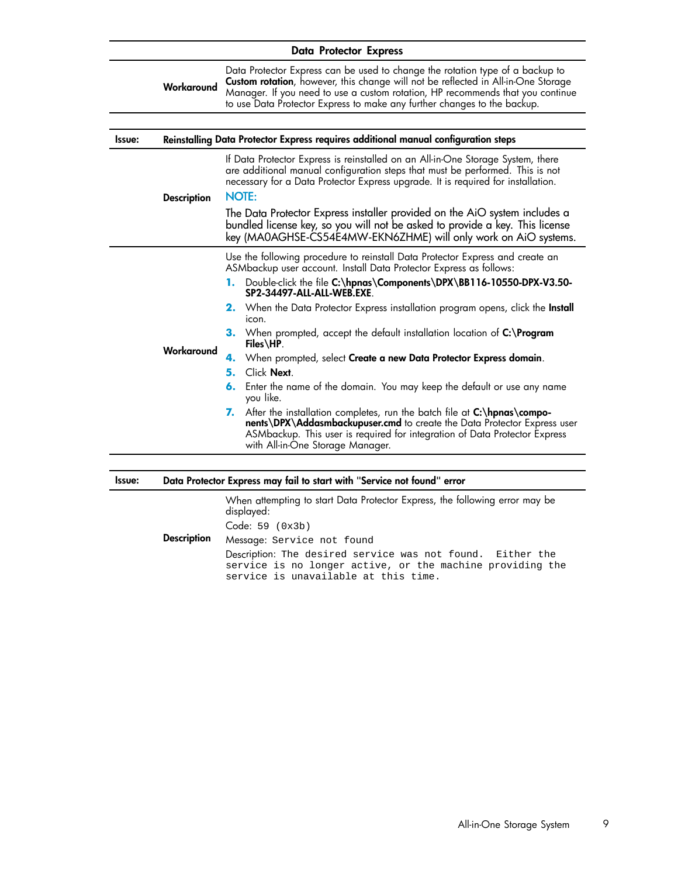| Data Protector Express | |
|---|---|
| **Workaround** | Data Protector Express can be used to change the rotation type of a backup to **Custom rotation**, however, this change will not be reflected in All-in-One Storage Manager. If you need to use a custom rotation, HP recommends that you continue to use Data Protector Express to make any further changes to the backup. |

**Issue: Reinstalling Data Protector Express requires additional manual configuration steps**

| | |
|---|---|
| **Description** | If Data Protector Express is reinstalled on an All-in-One Storage System, there are additional manual configuration steps that must be performed. This is not necessary for a Data Protector Express upgrade. It is required for installation.<br><br>NOTE:<br><br>The Data Protector Express installer provided on the AiO system includes a bundled license key, so you will not be asked to provide a key. This license key (MA0AGHSE-CS54E4MW-EKN6ZHME) will only work on AiO systems. |
| **Workaround** | Use the following procedure to reinstall Data Protector Express and create an ASMbackup user account. Install Data Protector Express as follows:<br>1. Double-click the file **C:\hpnas\Components\DPX\BB116-10550-DPX-V3.50-SP2-34497-ALL-ALL-WEB.EXE**.<br>2. When the Data Protector Express installation program opens, click the **Install** icon.<br>3. When prompted, accept the default installation location of **C:\Program Files\HP**.<br>4. When prompted, select **Create a new Data Protector Express domain**.<br>5. Click **Next**.<br>6. Enter the name of the domain. You may keep the default or use any name you like.<br>7. After the installation completes, run the batch file at **C:\hpnas\components\DPX\Addasmbackupuser.cmd** to create the Data Protector Express user ASMbackup. This user is required for integration of Data Protector Express with All-in-One Storage Manager. |

**Issue: Data Protector Express may fail to start with "Service not found" error**

| | |
|---|---|
| **Description** | When attempting to start Data Protector Express, the following error may be displayed:<br><br>Code: `59 (0x3b)`<br><br>Message: `Service not found`<br><br>Description: `The desired service was not found. Either the service is no longer active, or the machine providing the service is unavailable at this time.` |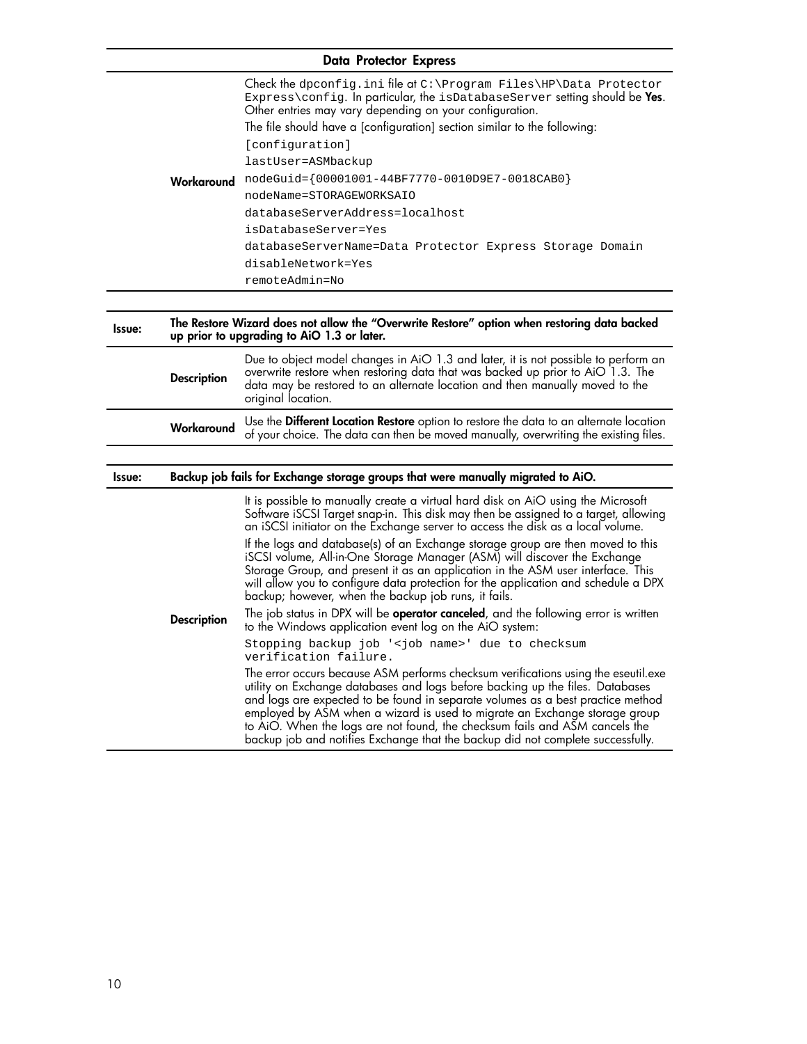**Data Protector Express**

| | |
|---|---|
| **Workaround** | Check the `dpconfig.ini` file at `C:\Program Files\HP\Data Protector Express\config`. In particular, the `isDatabaseServer` setting should be **Yes**. Other entries may vary depending on your configuration.<br>The file should have a [configuration] section similar to the following:<br>`[configuration]`<br>`lastUser=ASMbackup`<br>`nodeGuid={00001001-44BF7770-0010D9E7-0018CAB0}`<br>`nodeName=STORAGEWORKSAIO`<br>`databaseServerAddress=localhost`<br>`isDatabaseServer=Yes`<br>`databaseServerName=Data Protector Express Storage Domain`<br>`disableNetwork=Yes`<br>`remoteAdmin=No` |

**Issue: The Restore Wizard does not allow the "Overwrite Restore" option when restoring data backed up prior to upgrading to AiO 1.3 or later.**

| | |
|---|---|
| **Description** | Due to object model changes in AiO 1.3 and later, it is not possible to perform an overwrite restore when restoring data that was backed up prior to AiO 1.3. The data may be restored to an alternate location and then manually moved to the original location. |
| **Workaround** | Use the **Different Location Restore** option to restore the data to an alternate location of your choice. The data can then be moved manually, overwriting the existing files. |

**Issue: Backup job fails for Exchange storage groups that were manually migrated to AiO.**

| | |
|---|---|
| **Description** | It is possible to manually create a virtual hard disk on AiO using the Microsoft Software iSCSI Target snap-in. This disk may then be assigned to a target, allowing an iSCSI initiator on the Exchange server to access the disk as a local volume.<br>If the logs and database(s) of an Exchange storage group are then moved to this iSCSI volume, All-in-One Storage Manager (ASM) will discover the Exchange Storage Group, and present it as an application in the ASM user interface. This will allow you to configure data protection for the application and schedule a DPX backup; however, when the backup job runs, it fails.<br>The job status in DPX will be **operator canceled**, and the following error is written to the Windows application event log on the AiO system:<br>`Stopping backup job '<job name>' due to checksum verification failure.`<br>The error occurs because ASM performs checksum verifications using the eseutil.exe utility on Exchange databases and logs before backing up the files. Databases and logs are expected to be found in separate volumes as a best practice method employed by ASM when a wizard is used to migrate an Exchange storage group to AiO. When the logs are not found, the checksum fails and ASM cancels the backup job and notifies Exchange that the backup did not complete successfully. |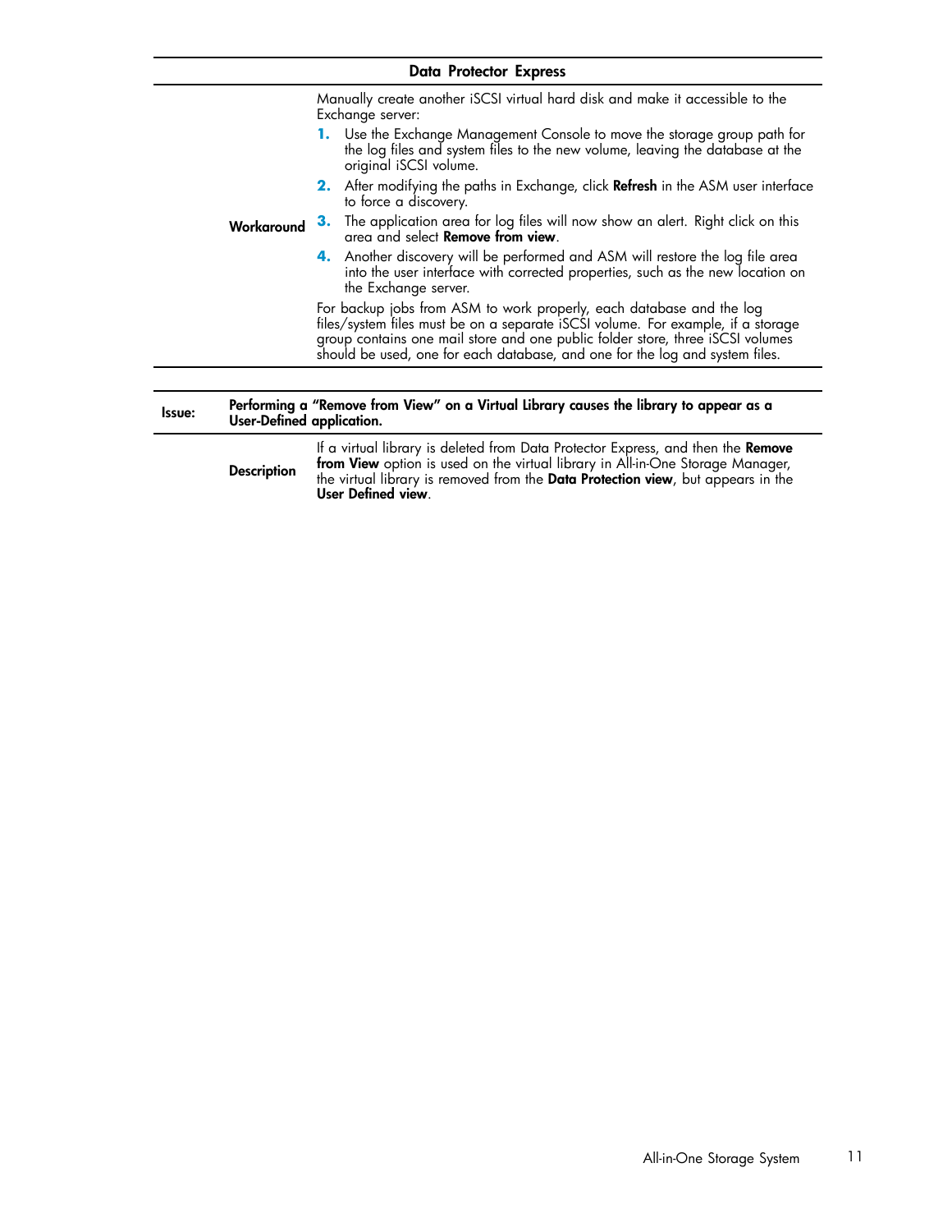| Data Protector Express | |
|---|---|
| Workaround | Manually create another iSCSI virtual hard disk and make it accessible to the Exchange server:<br>1. Use the Exchange Management Console to move the storage group path for the log files and system files to the new volume, leaving the database at the original iSCSI volume.<br>2. After modifying the paths in Exchange, click **Refresh** in the ASM user interface to force a discovery.<br>3. The application area for log files will now show an alert. Right click on this area and select **Remove from view**.<br>4. Another discovery will be performed and ASM will restore the log file area into the user interface with corrected properties, such as the new location on the Exchange server.<br>For backup jobs from ASM to work properly, each database and the log files/system files must be on a separate iSCSI volume. For example, if a storage group contains one mail store and one public folder store, three iSCSI volumes should be used, one for each database, and one for the log and system files. |

| Issue: | Performing a "Remove from View" on a Virtual Library causes the library to appear as a User-Defined application. | |
|---|---|---|
| | **Description** | If a virtual library is deleted from Data Protector Express, and then the **Remove from View** option is used on the virtual library in All-in-One Storage Manager, the virtual library is removed from the **Data Protection view**, but appears in the **User Defined view**. |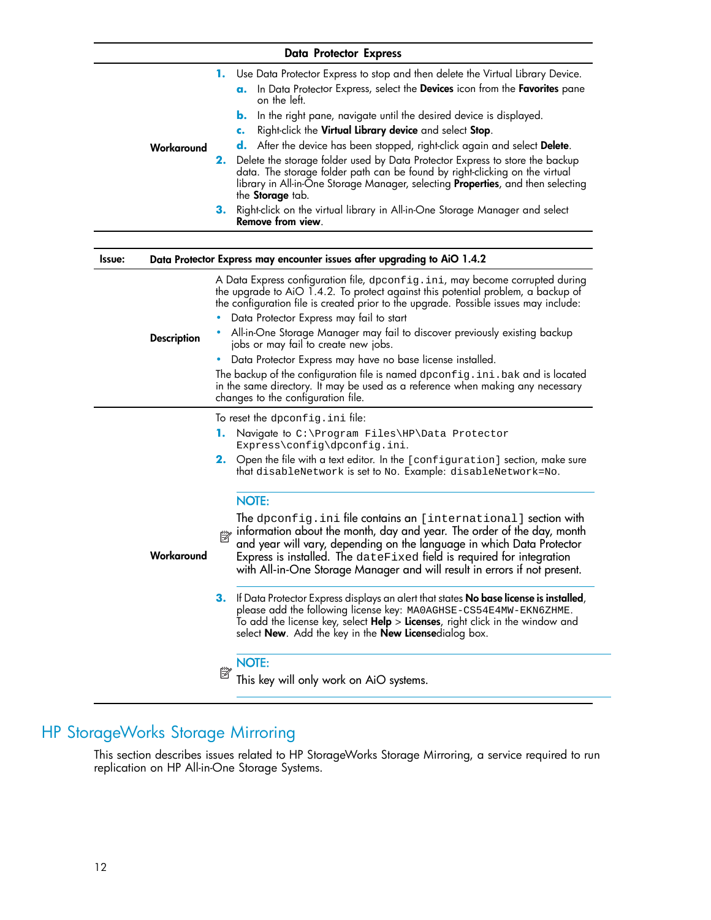| Data Protector Express | |
|---|---|
| **Workaround** | **1.** Use Data Protector Express to stop and then delete the Virtual Library Device.<br>**a.** In Data Protector Express, select the **Devices** icon from the **Favorites** pane on the left.<br>**b.** In the right pane, navigate until the desired device is displayed.<br>**c.** Right-click the **Virtual Library device** and select **Stop**.<br>**d.** After the device has been stopped, right-click again and select **Delete**.<br>**2.** Delete the storage folder used by Data Protector Express to store the backup data. The storage folder path can be found by right-clicking on the virtual library in All-in-One Storage Manager, selecting **Properties**, and then selecting the **Storage** tab.<br>**3.** Right-click on the virtual library in All-in-One Storage Manager and select **Remove from view**. |

| Issue: | Data Protector Express may encounter issues after upgrading to AiO 1.4.2 |
|---|---|
| **Description** | A Data Express configuration file, `dpconfig.ini`, may become corrupted during the upgrade to AiO 1.4.2. To protect against this potential problem, a backup of the configuration file is created prior to the upgrade. Possible issues may include:<br>• Data Protector Express may fail to start<br>• All-in-One Storage Manager may fail to discover previously existing backup jobs or may fail to create new jobs.<br>• Data Protector Express may have no base license installed.<br>The backup of the configuration file is named `dpconfig.ini.bak` and is located in the same directory. It may be used as a reference when making any necessary changes to the configuration file. |
| **Workaround** | To reset the `dpconfig.ini` file:<br>**1.** Navigate to `C:\Program Files\HP\Data Protector Express\config\dpconfig.ini`.<br>**2.** Open the file with a text editor. In the `[configuration]` section, make sure that `disableNetwork` is set to `No`. Example: `disableNetwork=No`.<br>NOTE:<br>The `dpconfig.ini` file contains an `[international]` section with information about the month, day and year. The order of the day, month and year will vary, depending on the language in which Data Protector Express is installed. The `dateFixed` field is required for integration with All-in-One Storage Manager and will result in errors if not present.<br>**3.** If Data Protector Express displays an alert that states **No base license is installed**, please add the following license key: `MA0AGHSE-CS54E4MW-EKN6ZHME`. To add the license key, select **Help** > **Licenses**, right click in the window and select **New**. Add the key in the **New License**dialog box.<br>NOTE:<br>This key will only work on AiO systems. |

## HP StorageWorks Storage Mirroring

This section describes issues related to HP StorageWorks Storage Mirroring, a service required to run replication on HP All-in-One Storage Systems.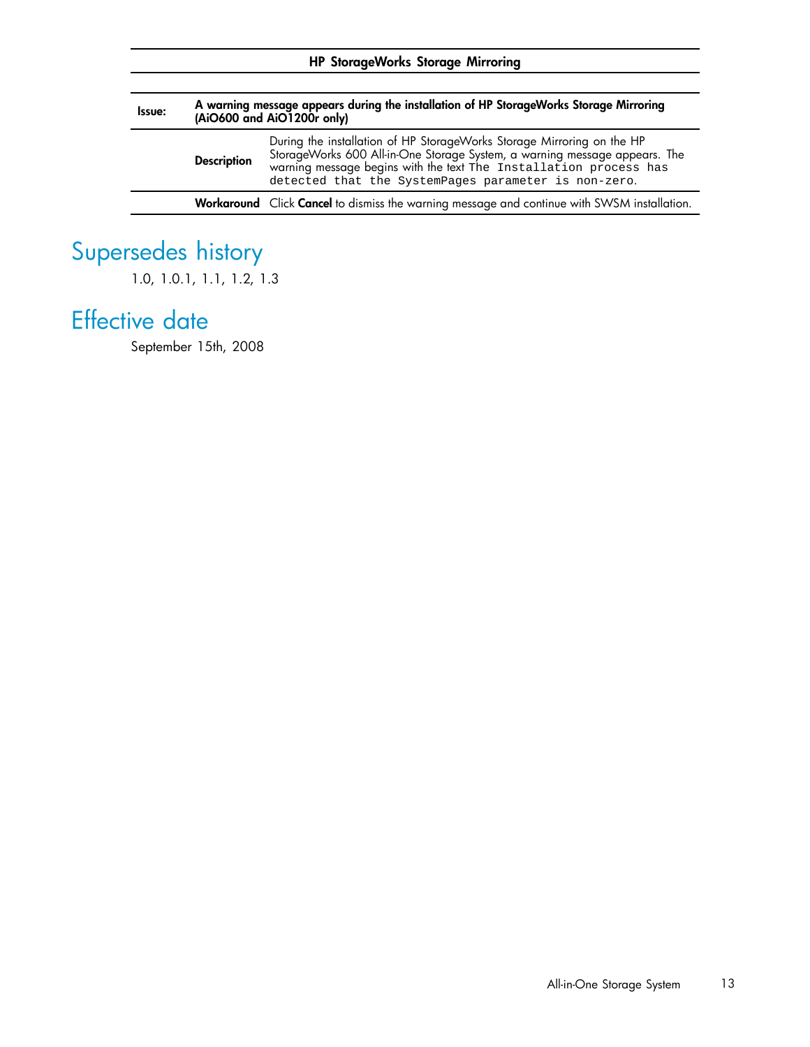| HP StorageWorks Storage Mirroring | | |
|---|---|---|
| **Issue:** | **A warning message appears during the installation of HP StorageWorks Storage Mirroring (AiO600 and AiO1200r only)** | |
| | **Description** | During the installation of HP StorageWorks Storage Mirroring on the HP StorageWorks 600 All-in-One Storage System, a warning message appears. The warning message begins with the text `The Installation process has detected that the SystemPages parameter is non-zero`. |
| | **Workaround** | Click **Cancel** to dismiss the warning message and continue with SWSM installation. |

# Supersedes history

1.0, 1.0.1, 1.1, 1.2, 1.3

# Effective date

September 15th, 2008